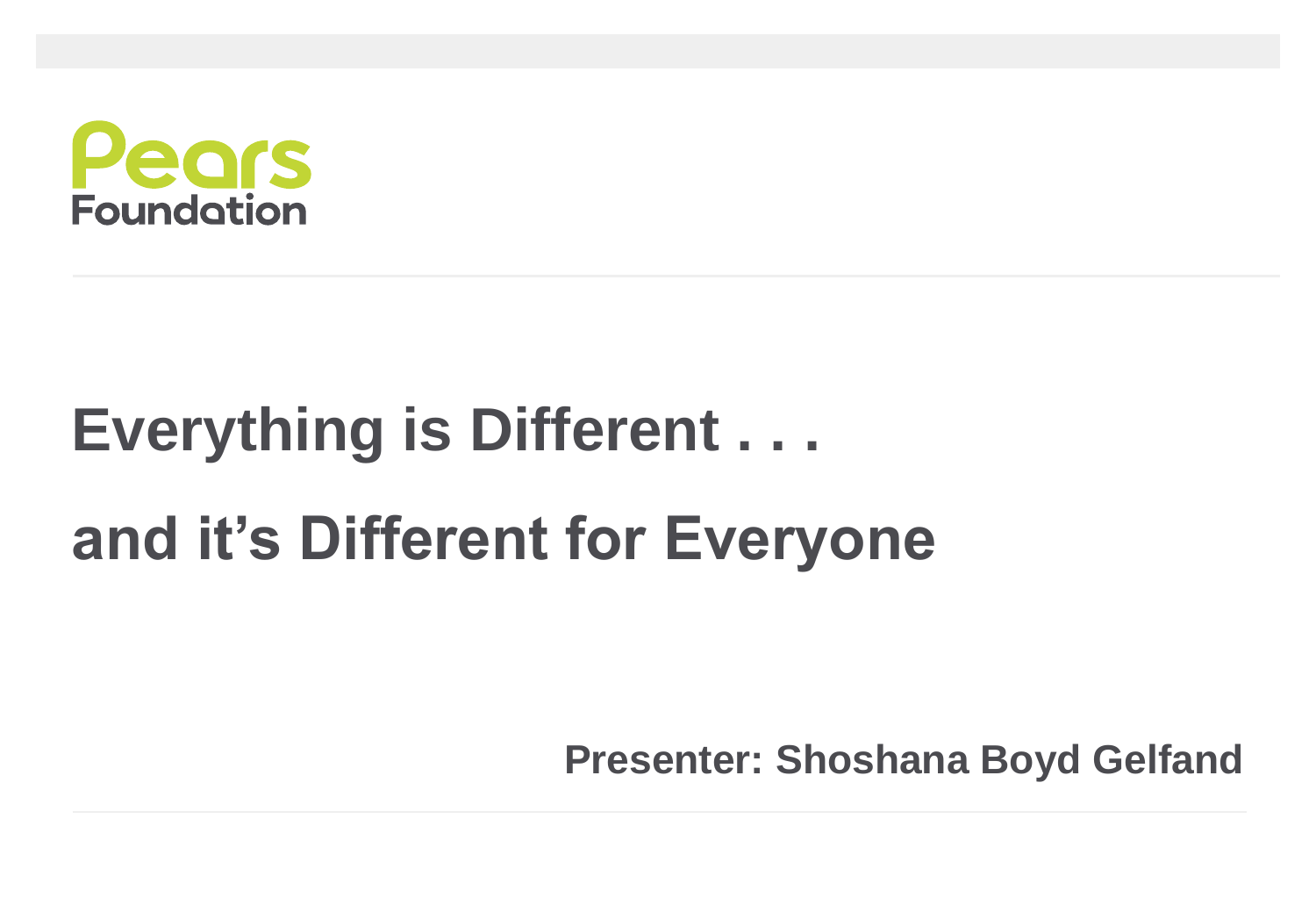Pears Foundation

# Everything is Different . . .

# and it's Different for Everyone

**Presenter: Shoshana Boyd Gelfand**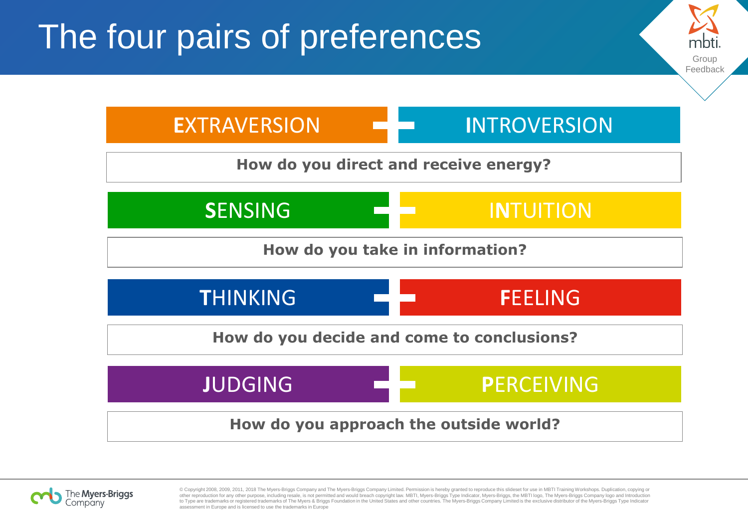# The four pairs of preferences

mbti. Group Feedback

| EXTRAVERSION | INTROVERSION |
| --- | --- |
| How do you direct and receive energy? | |
| SENSING | INTUITION |
| How do you take in information? | |
| THINKING | FEELING |
| How do you decide and come to conclusions? | |
| JUDGING | PERCEIVING |
| How do you approach the outside world? | |

The Myers-Briggs Company

© Copyright 2008, 2009, 2011, 2018 The Myers-Briggs Company and The Myers-Briggs Company Limited. Permission is hereby granted to reproduce this slideset for use in MBTI Training Workshops. Duplication, copying or other reproduction for any other purpose, including resale, is not permitted and would breach copyright law. MBTI, Myers-Briggs Type Indicator, Myers-Briggs, the MBTI logo, The Myers-Briggs Company logo and Introduction to Type are trademarks or registered trademarks of The Myers & Briggs Foundation in the United States and other countries. The Myers-Briggs Company Limited is the exclusive distributor of the Myers-Briggs Type Indicator assessment in Europe and is licensed to use the trademarks in Europe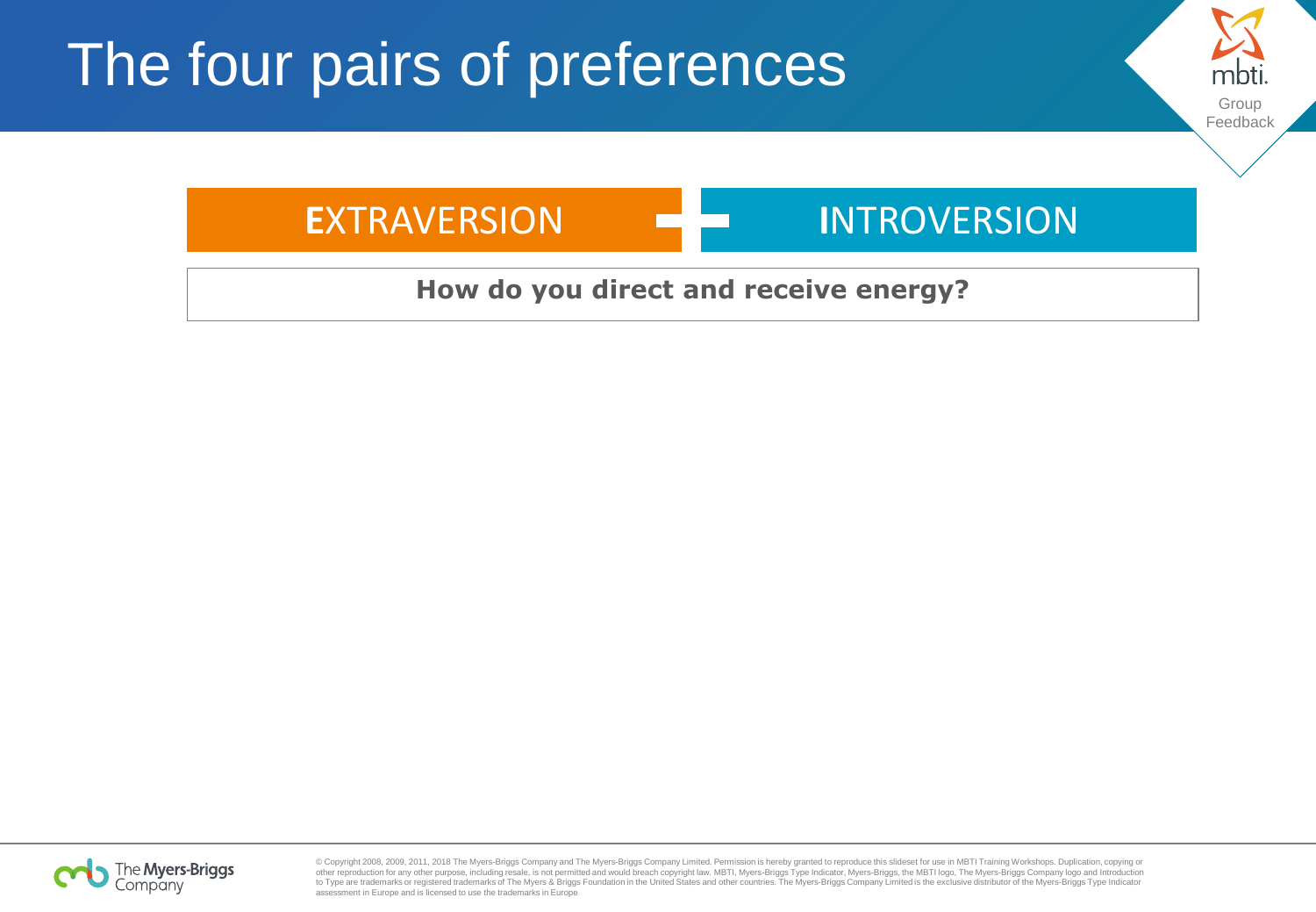# The four pairs of preferences

| **E**XTRAVERSION | **I**NTROVERSION |
| --- | --- |

**How do you direct and receive energy?**

© Copyright 2008, 2009, 2011, 2018 The Myers-Briggs Company and The Myers-Briggs Company Limited. Permission is hereby granted to reproduce this slideset for use in MBTI Training Workshops. Duplication, copying or other reproduction for any other purpose, including resale, is not permitted and would breach copyright law. MBTI, Myers-Briggs Type Indicator, Myers-Briggs, the MBTI logo, The Myers-Briggs Company logo and Introduction to Type are trademarks or registered trademarks of The Myers & Briggs Foundation in the United States and other countries. The Myers-Briggs Company Limited is the exclusive distributor of the Myers-Briggs Type Indicator assessment in Europe and is licensed to use the trademarks in Europe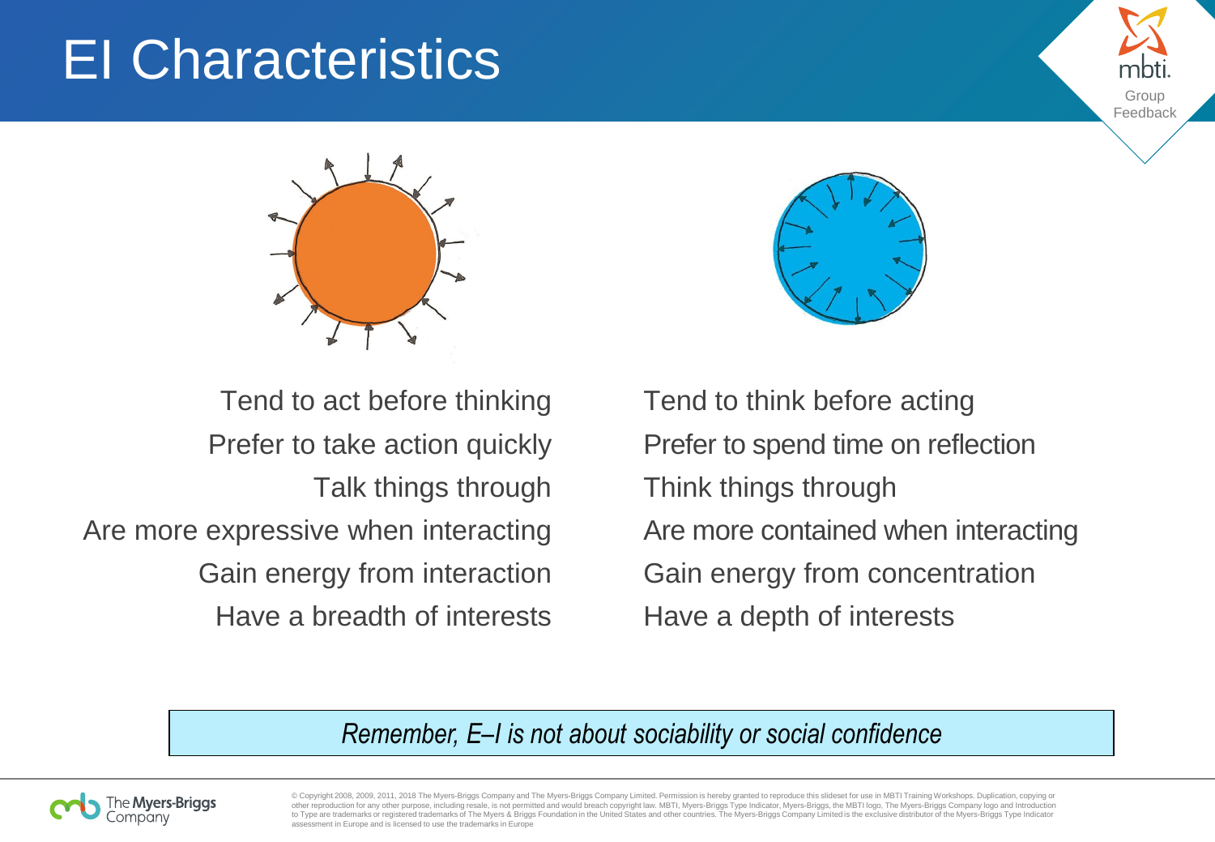# EI Characteristics

| Extraversion | Introversion |
| --- | --- |
| Tend to act before thinking | Tend to think before acting |
| Prefer to take action quickly | Prefer to spend time on reflection |
| Talk things through | Think things through |
| Are more expressive when interacting | Are more contained when interacting |
| Gain energy from interaction | Gain energy from concentration |
| Have a breadth of interests | Have a depth of interests |

*Remember, E–I is not about sociability or social confidence*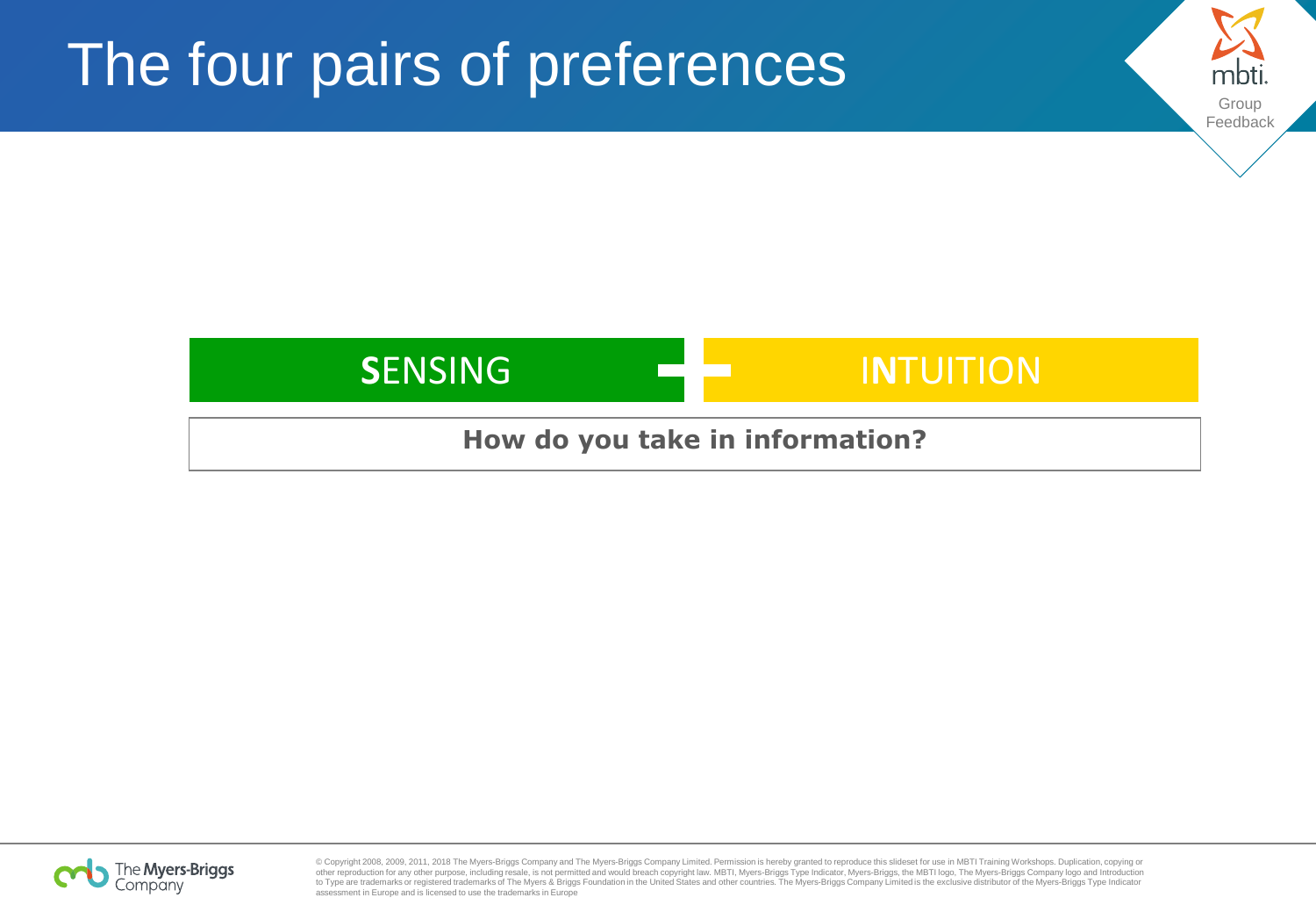# The four pairs of preferences

**S**ENSING – I**N**TUITION

**How do you take in information?**

© Copyright 2008, 2009, 2011, 2018 The Myers-Briggs Company and The Myers-Briggs Company Limited. Permission is hereby granted to reproduce this slideset for use in MBTI Training Workshops. Duplication, copying or other reproduction for any other purpose, including resale, is not permitted and would breach copyright law. MBTI, Myers-Briggs Type Indicator, Myers-Briggs, the MBTI logo, The Myers-Briggs Company logo and Introduction to Type are trademarks or registered trademarks of The Myers & Briggs Foundation in the United States and other countries. The Myers-Briggs Company Limited is the exclusive distributor of the Myers-Briggs Type Indicator assessment in Europe and is licensed to use the trademarks in Europe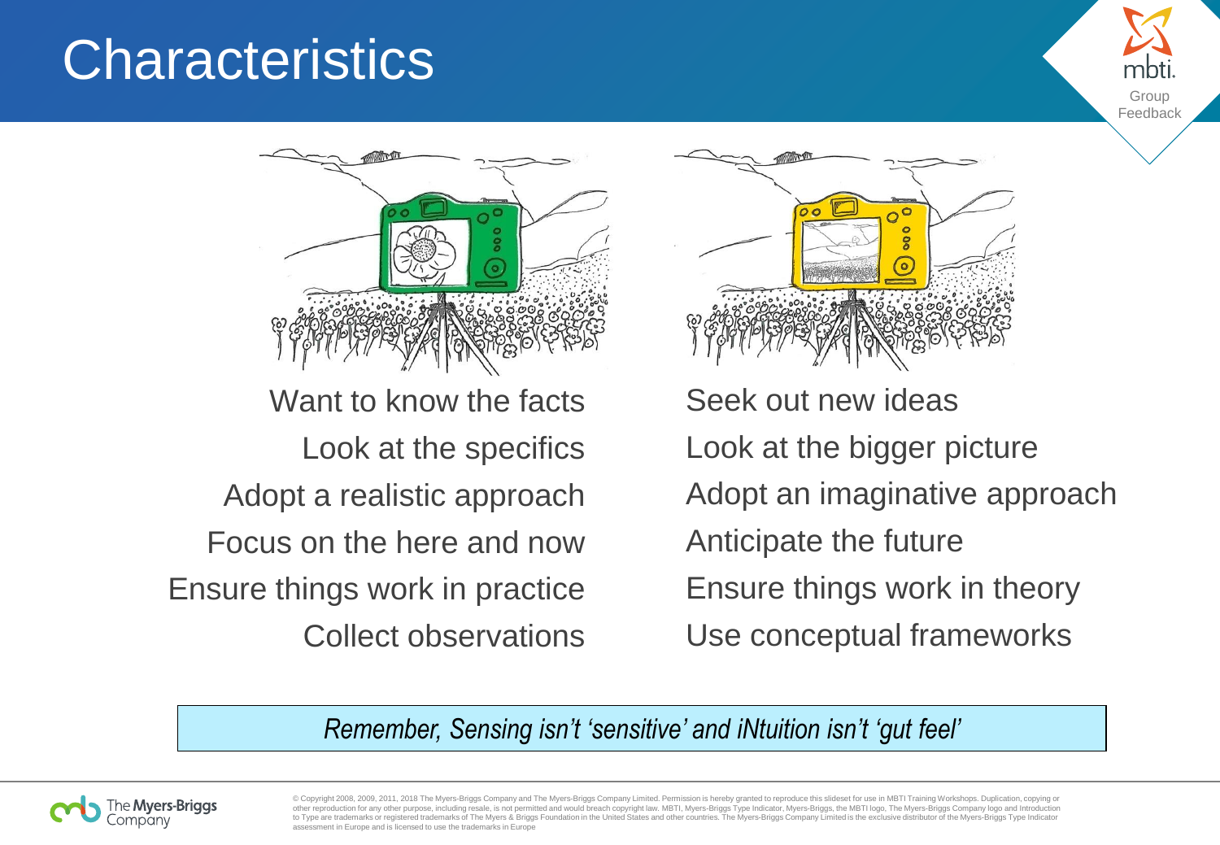# Characteristics

| | |
|---|---|
| Want to know the facts | Seek out new ideas |
| Look at the specifics | Look at the bigger picture |
| Adopt a realistic approach | Adopt an imaginative approach |
| Focus on the here and now | Anticipate the future |
| Ensure things work in practice | Ensure things work in theory |
| Collect observations | Use conceptual frameworks |

*Remember, Sensing isn't 'sensitive' and iNtuition isn't 'gut feel'*

© Copyright 2008, 2009, 2011, 2018 The Myers-Briggs Company and The Myers-Briggs Company Limited. Permission is hereby granted to reproduce this slideset for use in MBTI Training Workshops. Duplication, copying or other reproduction for any other purpose, including resale, is not permitted and would breach copyright law. MBTI, Myers-Briggs Type Indicator, Myers-Briggs, the MBTI logo, The Myers-Briggs Company logo and Introduction to Type are trademarks or registered trademarks of The Myers & Briggs Foundation in the United States and other countries. The Myers-Briggs Company Limited is the exclusive distributor of the Myers-Briggs Type Indicator assessment in Europe and is licensed to use the trademarks in Europe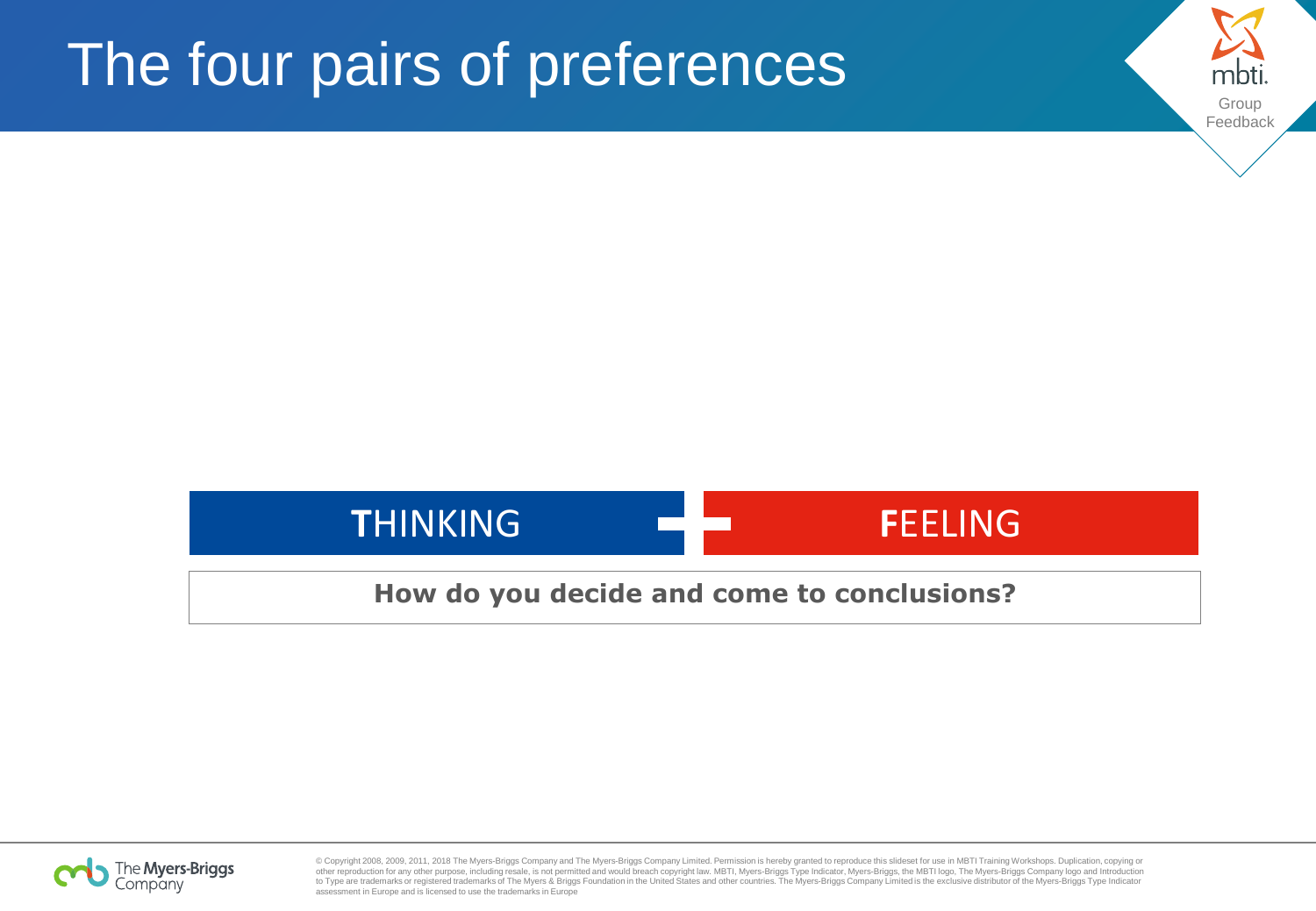# The four pairs of preferences

mbti. Group Feedback

**T**HINKING — **F**EELING

**How do you decide and come to conclusions?**

© Copyright 2008, 2009, 2011, 2018 The Myers-Briggs Company and The Myers-Briggs Company Limited. Permission is hereby granted to reproduce this slideset for use in MBTI Training Workshops. Duplication, copying or other reproduction for any other purpose, including resale, is not permitted and would breach copyright law. MBTI, Myers-Briggs Type Indicator, Myers-Briggs, the MBTI logo, The Myers-Briggs Company logo and Introduction to Type are trademarks or registered trademarks of The Myers & Briggs Foundation in the United States and other countries. The Myers-Briggs Company Limited is the exclusive distributor of the Myers-Briggs Type Indicator assessment in Europe and is licensed to use the trademarks in Europe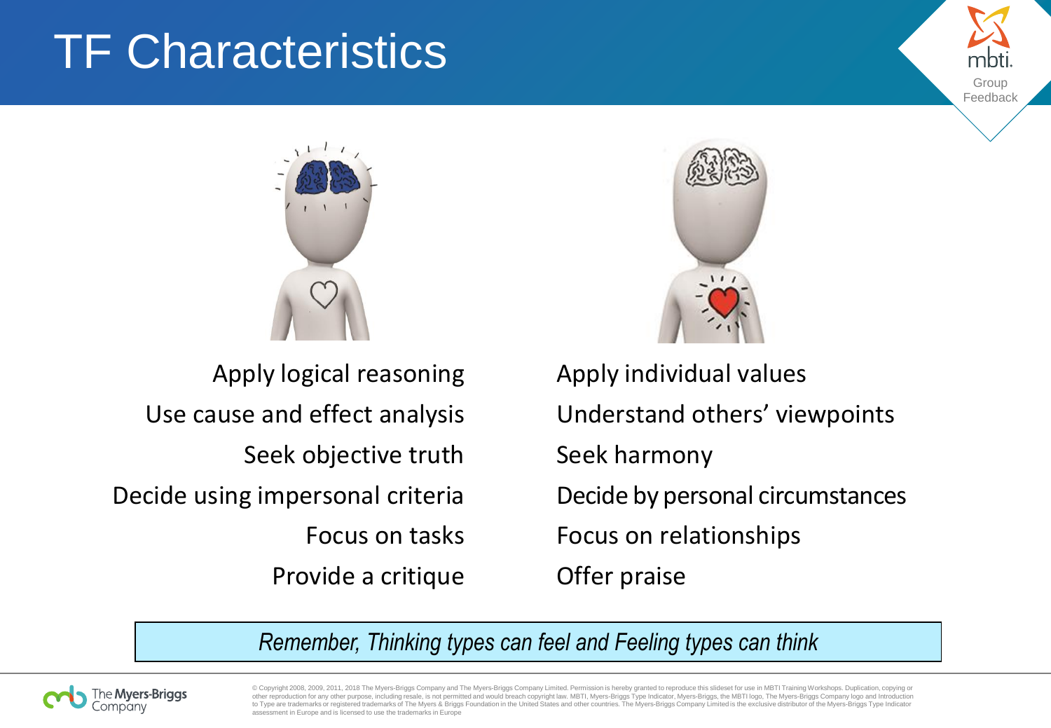# TF Characteristics

| Thinking | Feeling |
| --- | --- |
| Apply logical reasoning | Apply individual values |
| Use cause and effect analysis | Understand others' viewpoints |
| Seek objective truth | Seek harmony |
| Decide using impersonal criteria | Decide by personal circumstances |
| Focus on tasks | Focus on relationships |
| Provide a critique | Offer praise |

*Remember, Thinking types can feel and Feeling types can think*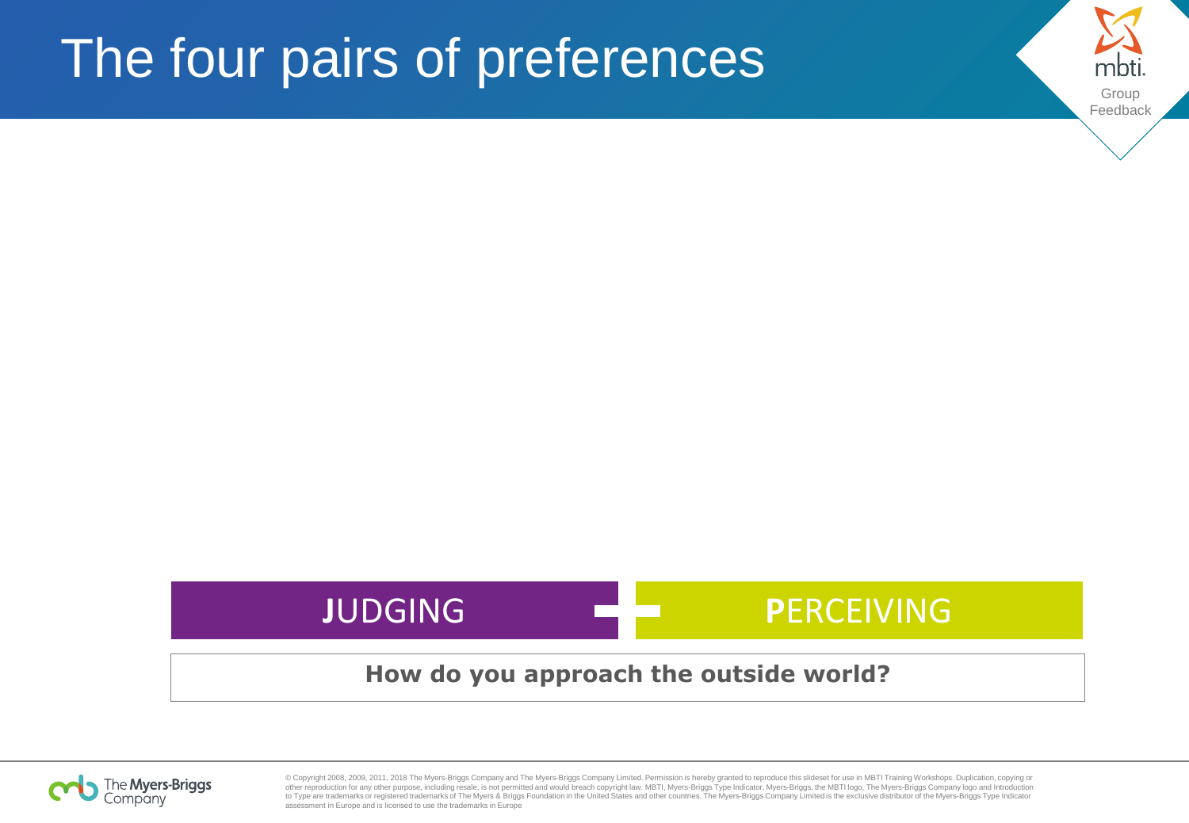# The four pairs of preferences

**J**UDGING | **P**ERCEIVING

**How do you approach the outside world?**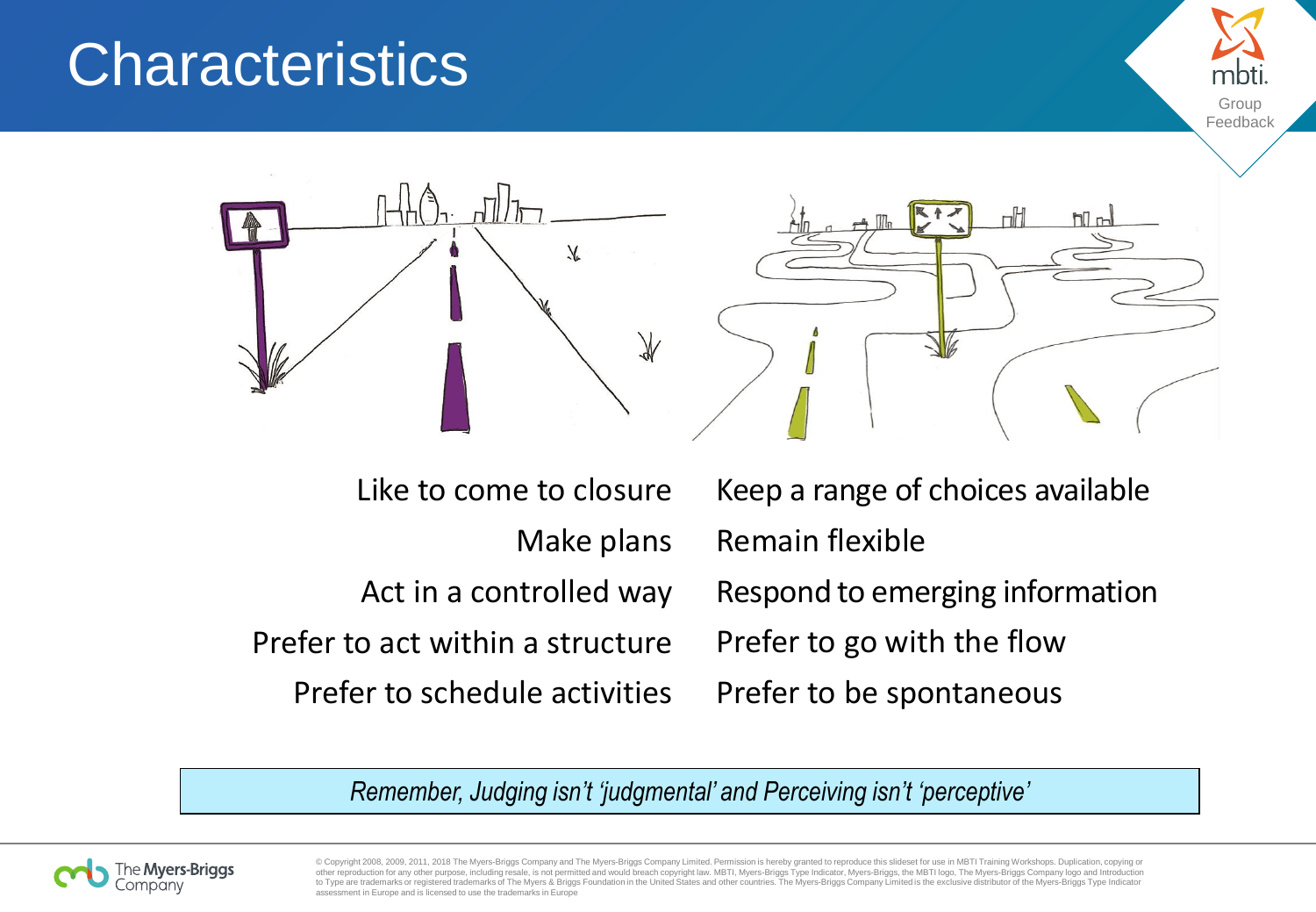# Characteristics

| | |
|---|---|
| Like to come to closure | Keep a range of choices available |
| Make plans | Remain flexible |
| Act in a controlled way | Respond to emerging information |
| Prefer to act within a structure | Prefer to go with the flow |
| Prefer to schedule activities | Prefer to be spontaneous |

*Remember, Judging isn't 'judgmental' and Perceiving isn't 'perceptive'*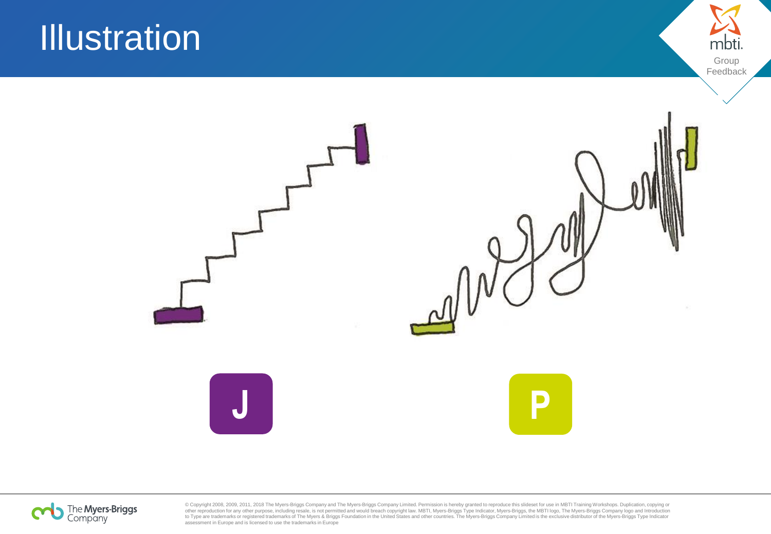# Illustration

J

P

© Copyright 2008, 2009, 2011, 2018 The Myers-Briggs Company and The Myers-Briggs Company Limited. Permission is hereby granted to reproduce this slideset for use in MBTI Training Workshops. Duplication, copying or other reproduction for any other purpose, including resale, is not permitted and would breach copyright law. MBTI, Myers-Briggs Type Indicator, Myers-Briggs, the MBTI logo, The Myers-Briggs Company logo and Introduction to Type are trademarks or registered trademarks of The Myers & Briggs Foundation in the United States and other countries. The Myers-Briggs Company Limited is the exclusive distributor of the Myers-Briggs Type Indicator assessment in Europe and is licensed to use the trademarks in Europe